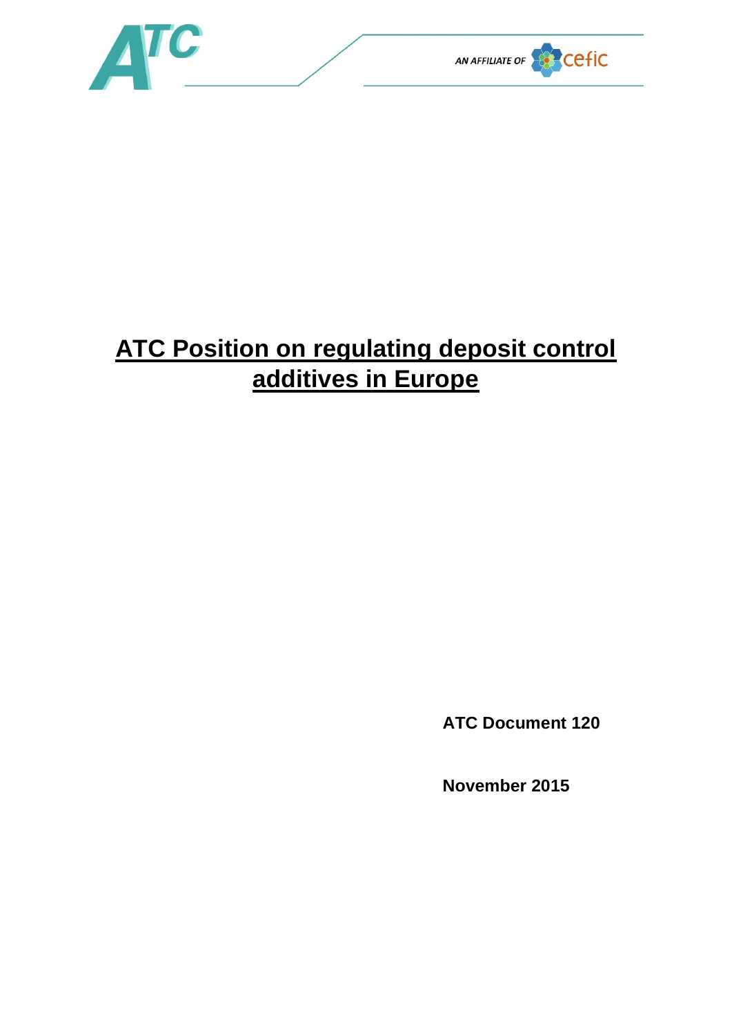# ATC Position on regulating deposit control additives in Europe

**ATC Document 120**

**November 2015**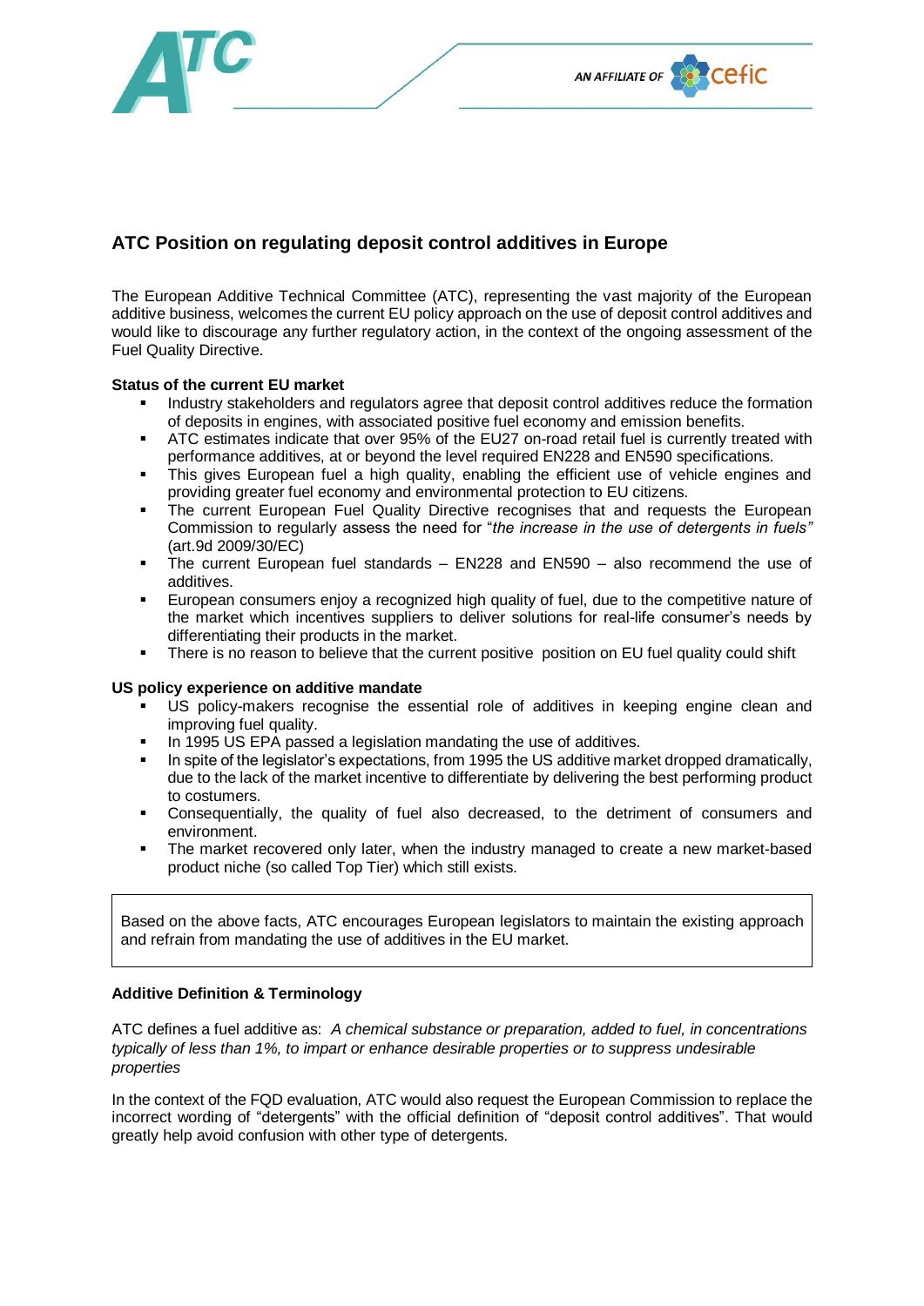## ATC Position on regulating deposit control additives in Europe

The European Additive Technical Committee (ATC), representing the vast majority of the European additive business, welcomes the current EU policy approach on the use of deposit control additives and would like to discourage any further regulatory action, in the context of the ongoing assessment of the Fuel Quality Directive.

**Status of the current EU market**

- Industry stakeholders and regulators agree that deposit control additives reduce the formation of deposits in engines, with associated positive fuel economy and emission benefits.
- ATC estimates indicate that over 95% of the EU27 on-road retail fuel is currently treated with performance additives, at or beyond the level required EN228 and EN590 specifications.
- This gives European fuel a high quality, enabling the efficient use of vehicle engines and providing greater fuel economy and environmental protection to EU citizens.
- The current European Fuel Quality Directive recognises that and requests the European Commission to regularly assess the need for "*the increase in the use of detergents in fuels"* (art.9d 2009/30/EC)
- The current European fuel standards – EN228 and EN590 – also recommend the use of additives.
- European consumers enjoy a recognized high quality of fuel, due to the competitive nature of the market which incentives suppliers to deliver solutions for real-life consumer's needs by differentiating their products in the market.
- There is no reason to believe that the current positive position on EU fuel quality could shift

**US policy experience on additive mandate**

- US policy-makers recognise the essential role of additives in keeping engine clean and improving fuel quality.
- In 1995 US EPA passed a legislation mandating the use of additives.
- In spite of the legislator's expectations, from 1995 the US additive market dropped dramatically, due to the lack of the market incentive to differentiate by delivering the best performing product to costumers.
- Consequentially, the quality of fuel also decreased, to the detriment of consumers and environment.
- The market recovered only later, when the industry managed to create a new market-based product niche (so called Top Tier) which still exists.

Based on the above facts, ATC encourages European legislators to maintain the existing approach and refrain from mandating the use of additives in the EU market.

**Additive Definition & Terminology**

ATC defines a fuel additive as: *A chemical substance or preparation, added to fuel, in concentrations typically of less than 1%, to impart or enhance desirable properties or to suppress undesirable properties*

In the context of the FQD evaluation, ATC would also request the European Commission to replace the incorrect wording of "detergents" with the official definition of "deposit control additives". That would greatly help avoid confusion with other type of detergents.